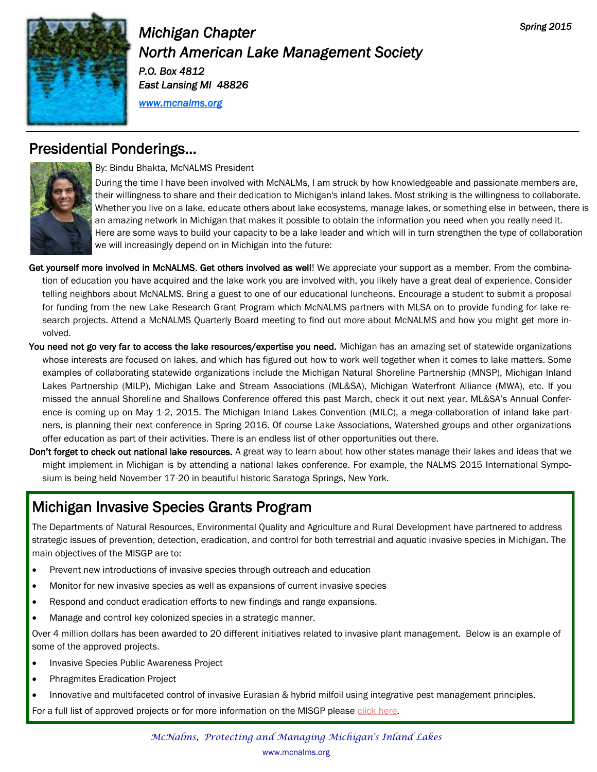*Spring 2015*

*Michigan Chapter*
*North American Lake Management Society*
*P.O. Box 4812*
*East Lansing MI 48826*
*www.mcnalms.org*

## Presidential Ponderings…

By: Bindu Bhakta, McNALMS President

During the time I have been involved with McNALMs, I am struck by how knowledgeable and passionate members are, their willingness to share and their dedication to Michigan's inland lakes. Most striking is the willingness to collaborate. Whether you live on a lake, educate others about lake ecosystems, manage lakes, or something else in between, there is an amazing network in Michigan that makes it possible to obtain the information you need when you really need it. Here are some ways to build your capacity to be a lake leader and which will in turn strengthen the type of collaboration we will increasingly depend on in Michigan into the future:

**Get yourself more involved in McNALMS. Get others involved as well**! We appreciate your support as a member. From the combination of education you have acquired and the lake work you are involved with, you likely have a great deal of experience. Consider telling neighbors about McNALMS. Bring a guest to one of our educational luncheons. Encourage a student to submit a proposal for funding from the new Lake Research Grant Program which McNALMS partners with MLSA on to provide funding for lake research projects. Attend a McNALMS Quarterly Board meeting to find out more about McNALMS and how you might get more involved.

**You need not go very far to access the lake resources/expertise you need.** Michigan has an amazing set of statewide organizations whose interests are focused on lakes, and which has figured out how to work well together when it comes to lake matters. Some examples of collaborating statewide organizations include the Michigan Natural Shoreline Partnership (MNSP), Michigan Inland Lakes Partnership (MILP), Michigan Lake and Stream Associations (ML&SA), Michigan Waterfront Alliance (MWA), etc. If you missed the annual Shoreline and Shallows Conference offered this past March, check it out next year. ML&SA's Annual Conference is coming up on May 1-2, 2015. The Michigan Inland Lakes Convention (MILC), a mega-collaboration of inland lake partners, is planning their next conference in Spring 2016. Of course Lake Associations, Watershed groups and other organizations offer education as part of their activities. There is an endless list of other opportunities out there.

**Don't forget to check out national lake resources.** A great way to learn about how other states manage their lakes and ideas that we might implement in Michigan is by attending a national lakes conference. For example, the NALMS 2015 International Symposium is being held November 17-20 in beautiful historic Saratoga Springs, New York.

## Michigan Invasive Species Grants Program

The Departments of Natural Resources, Environmental Quality and Agriculture and Rural Development have partnered to address strategic issues of prevention, detection, eradication, and control for both terrestrial and aquatic invasive species in Michigan. The main objectives of the MISGP are to:

- Prevent new introductions of invasive species through outreach and education
- Monitor for new invasive species as well as expansions of current invasive species
- Respond and conduct eradication efforts to new findings and range expansions.
- Manage and control key colonized species in a strategic manner.

Over 4 million dollars has been awarded to 20 different initiatives related to invasive plant management. Below is an example of some of the approved projects.

- Invasive Species Public Awareness Project
- Phragmites Eradication Project
- Innovative and multifaceted control of invasive Eurasian & hybrid milfoil using integrative pest management principles.

For a full list of approved projects or for more information on the MISGP please click here.

*McNalms, Protecting and Managing Michigan's Inland Lakes*

www.mcnalms.org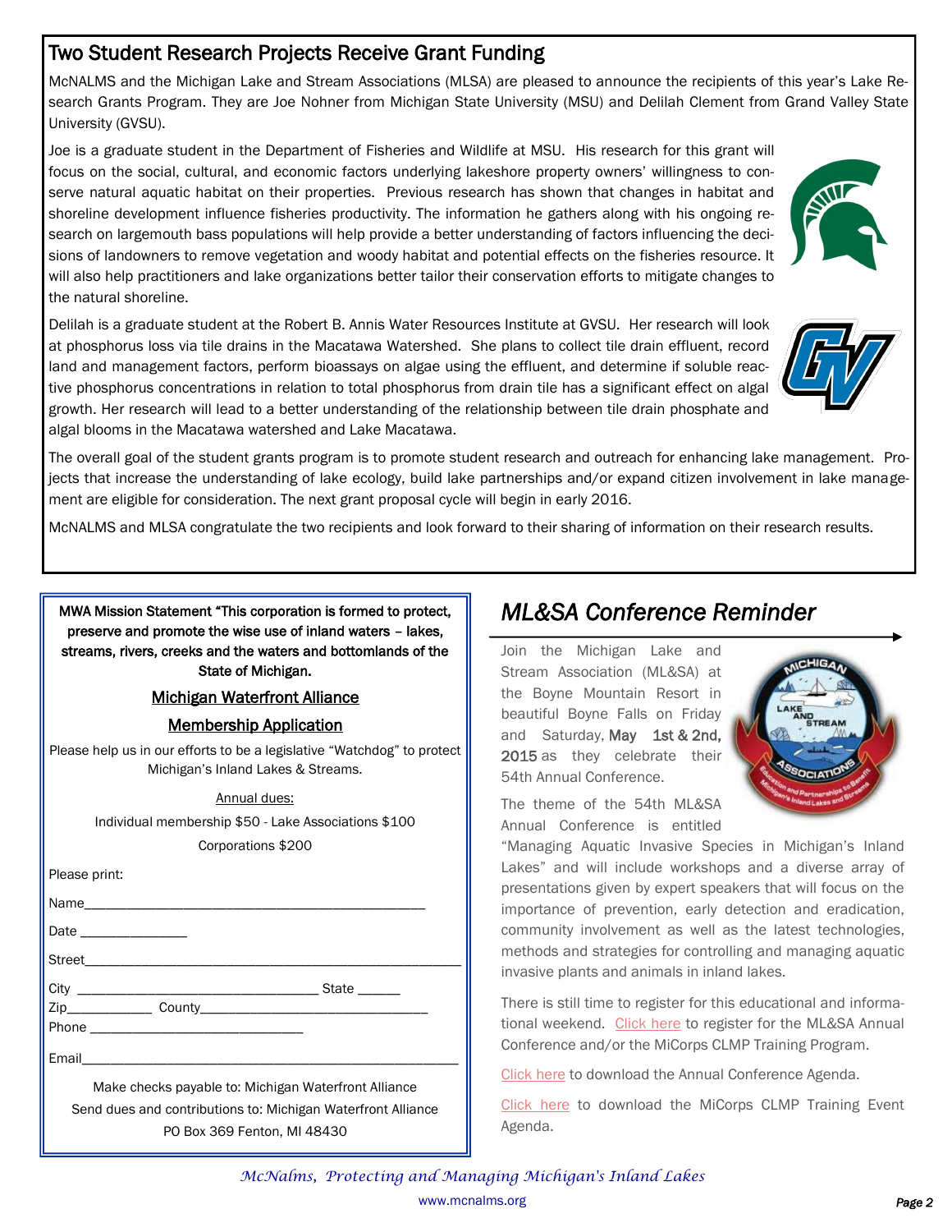## Two Student Research Projects Receive Grant Funding

McNALMS and the Michigan Lake and Stream Associations (MLSA) are pleased to announce the recipients of this year's Lake Research Grants Program. They are Joe Nohner from Michigan State University (MSU) and Delilah Clement from Grand Valley State University (GVSU).

Joe is a graduate student in the Department of Fisheries and Wildlife at MSU. His research for this grant will focus on the social, cultural, and economic factors underlying lakeshore property owners' willingness to conserve natural aquatic habitat on their properties. Previous research has shown that changes in habitat and shoreline development influence fisheries productivity. The information he gathers along with his ongoing research on largemouth bass populations will help provide a better understanding of factors influencing the decisions of landowners to remove vegetation and woody habitat and potential effects on the fisheries resource. It will also help practitioners and lake organizations better tailor their conservation efforts to mitigate changes to the natural shoreline.

Delilah is a graduate student at the Robert B. Annis Water Resources Institute at GVSU. Her research will look at phosphorus loss via tile drains in the Macatawa Watershed. She plans to collect tile drain effluent, record land and management factors, perform bioassays on algae using the effluent, and determine if soluble reactive phosphorus concentrations in relation to total phosphorus from drain tile has a significant effect on algal growth. Her research will lead to a better understanding of the relationship between tile drain phosphate and algal blooms in the Macatawa watershed and Lake Macatawa.

The overall goal of the student grants program is to promote student research and outreach for enhancing lake management. Projects that increase the understanding of lake ecology, build lake partnerships and/or expand citizen involvement in lake management are eligible for consideration. The next grant proposal cycle will begin in early 2016.

McNALMS and MLSA congratulate the two recipients and look forward to their sharing of information on their research results.

**MWA Mission Statement "This corporation is formed to protect, preserve and promote the wise use of inland waters – lakes, streams, rivers, creeks and the waters and bottomlands of the State of Michigan.**

### Michigan Waterfront Alliance

### Membership Application

Please help us in our efforts to be a legislative "Watchdog" to protect Michigan's Inland Lakes & Streams.

Annual dues:

Individual membership $50 - Lake Associations $100

Corporations $200

Please print:

Name_______________________________________________

Date _______________

Street________________________________________________________

City __________________________________ State ______

Zip____________ County________________________________

Phone _______________________________

Email_______________________________________________________

Make checks payable to: Michigan Waterfront Alliance

Send dues and contributions to: Michigan Waterfront Alliance

PO Box 369 Fenton, MI 48430

## *ML&SA Conference Reminder*

Join the Michigan Lake and Stream Association (ML&SA) at the Boyne Mountain Resort in beautiful Boyne Falls on Friday and Saturday, **May 1st & 2nd, 2015** as they celebrate their 54th Annual Conference.

The theme of the 54th ML&SA Annual Conference is entitled "Managing Aquatic Invasive Species in Michigan's Inland Lakes" and will include workshops and a diverse array of presentations given by expert speakers that will focus on the importance of prevention, early detection and eradication, community involvement as well as the latest technologies, methods and strategies for controlling and managing aquatic invasive plants and animals in inland lakes.

There is still time to register for this educational and informational weekend. Click here to register for the ML&SA Annual Conference and/or the MiCorps CLMP Training Program.

Click here to download the Annual Conference Agenda.

Click here to download the MiCorps CLMP Training Event Agenda.

*McNalms, Protecting and Managing Michigan's Inland Lakes*

www.mcnalms.org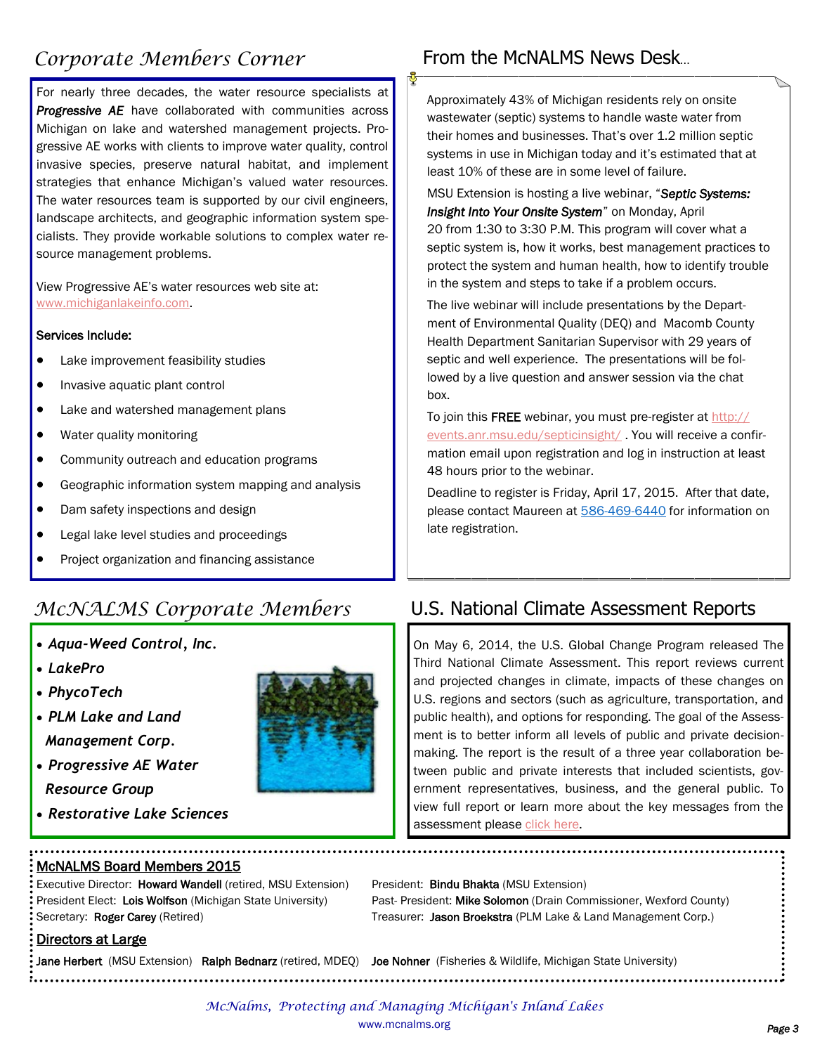## Corporate Members Corner

For nearly three decades, the water resource specialists at ***Progressive AE*** have collaborated with communities across Michigan on lake and watershed management projects. Progressive AE works with clients to improve water quality, control invasive species, preserve natural habitat, and implement strategies that enhance Michigan's valued water resources. The water resources team is supported by our civil engineers, landscape architects, and geographic information system specialists. They provide workable solutions to complex water resource management problems.

View Progressive AE's water resources web site at: www.michiganlakeinfo.com.

**Services Include:**

- Lake improvement feasibility studies
- Invasive aquatic plant control
- Lake and watershed management plans
- Water quality monitoring
- Community outreach and education programs
- Geographic information system mapping and analysis
- Dam safety inspections and design
- Legal lake level studies and proceedings
- Project organization and financing assistance

## McNALMS Corporate Members

- ***Aqua-Weed Control, Inc.***
- ***LakePro***
- ***PhycoTech***
- ***PLM Lake and Land Management Corp.***
- ***Progressive AE Water Resource Group***
- ***Restorative Lake Sciences***

## From the McNALMS News Desk...

Approximately 43% of Michigan residents rely on onsite wastewater (septic) systems to handle waste water from their homes and businesses. That's over 1.2 million septic systems in use in Michigan today and it's estimated that at least 10% of these are in some level of failure.

MSU Extension is hosting a live webinar, "***Septic Systems: Insight Into Your Onsite System***" on Monday, April 20 from 1:30 to 3:30 P.M. This program will cover what a septic system is, how it works, best management practices to protect the system and human health, how to identify trouble in the system and steps to take if a problem occurs.

The live webinar will include presentations by the Department of Environmental Quality (DEQ) and Macomb County Health Department Sanitarian Supervisor with 29 years of septic and well experience. The presentations will be followed by a live question and answer session via the chat box.

To join this FREE webinar, you must pre-register at http://events.anr.msu.edu/septicinsight/ . You will receive a confirmation email upon registration and log in instruction at least 48 hours prior to the webinar.

Deadline to register is Friday, April 17, 2015. After that date, please contact Maureen at 586-469-6440 for information on late registration.

## U.S. National Climate Assessment Reports

On May 6, 2014, the U.S. Global Change Program released The Third National Climate Assessment. This report reviews current and projected changes in climate, impacts of these changes on U.S. regions and sectors (such as agriculture, transportation, and public health), and options for responding. The goal of the Assessment is to better inform all levels of public and private decision-making. The report is the result of a three year collaboration between public and private interests that included scientists, government representatives, business, and the general public. To view full report or learn more about the key messages from the assessment please click here.

### McNALMS Board Members 2015

Executive Director: **Howard Wandell** (retired, MSU Extension)
President Elect: **Lois Wolfson** (Michigan State University)
Secretary: **Roger Carey** (Retired)
President: **Bindu Bhakta** (MSU Extension)
Past- President: **Mike Solomon** (Drain Commissioner, Wexford County)
Treasurer: **Jason Broekstra** (PLM Lake & Land Management Corp.)

### Directors at Large

**Jane Herbert** (MSU Extension) **Ralph Bednarz** (retired, MDEQ) **Joe Nohner** (Fisheries & Wildlife, Michigan State University)

*McNalms, Protecting and Managing Michigan's Inland Lakes*
www.mcnalms.org